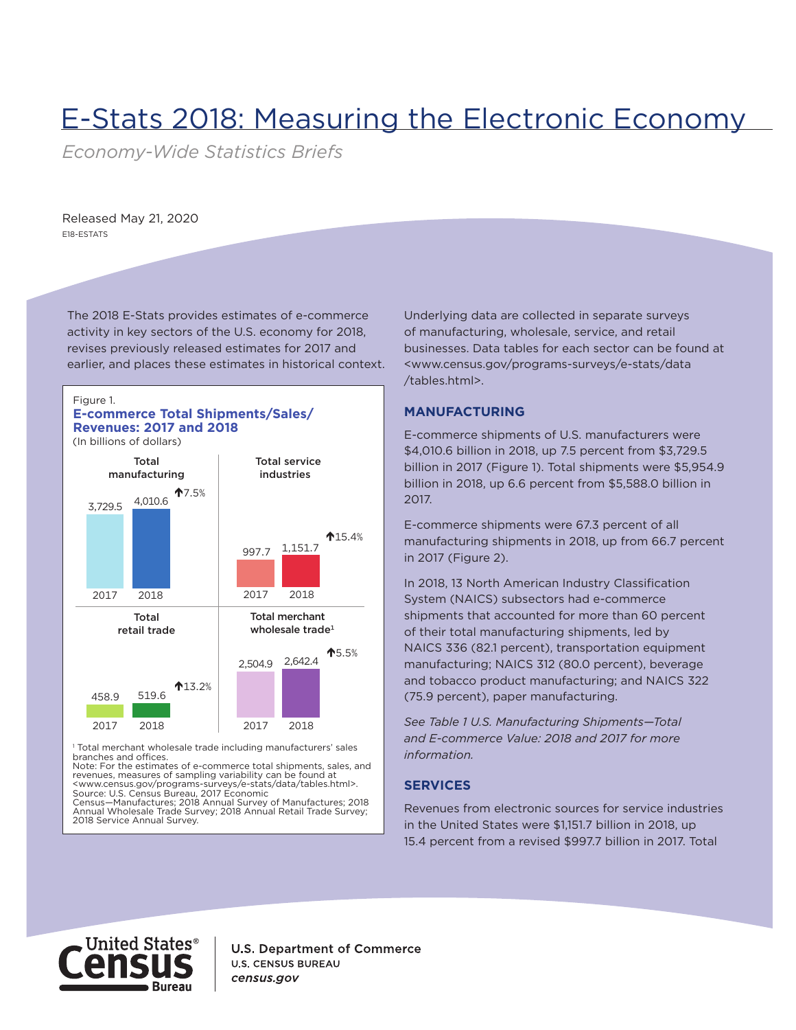# E-Stats 2018: Measuring the Electronic Economy

*Economy-Wide Statistics Briefs*

Released May 21, 2020
E18-ESTATS

The 2018 E-Stats provides estimates of e-commerce activity in key sectors of the U.S. economy for 2018, revises previously released estimates for 2017 and earlier, and places these estimates in historical context.

Figure 1.
**E-commerce Total Shipments/Sales/Revenues: 2017 and 2018**
(In billions of dollars)

| Sector | 2017 | 2018 | Change |
|---|---|---|---|
| Total manufacturing | 3,729.5 | 4,010.6 | ↑7.5% |
| Total service industries | 997.7 | 1,151.7 | ↑15.4% |
| Total retail trade | 458.9 | 519.6 | ↑13.2% |
| Total merchant wholesale trade[1] | 2,504.9 | 2,642.4 | ↑5.5% |

[1] Total merchant wholesale trade including manufacturers' sales branches and offices.
Note: For the estimates of e-commerce total shipments, sales, and revenues, measures of sampling variability can be found at <www.census.gov/programs-surveys/e-stats/data/tables.html>.
Source: U.S. Census Bureau, 2017 Economic Census—Manufactures; 2018 Annual Survey of Manufactures; 2018 Annual Wholesale Trade Survey; 2018 Annual Retail Trade Survey; 2018 Service Annual Survey.

Underlying data are collected in separate surveys of manufacturing, wholesale, service, and retail businesses. Data tables for each sector can be found at <www.census.gov/programs-surveys/e-stats/data/tables.html>.

## MANUFACTURING

E-commerce shipments of U.S. manufacturers were $4,010.6 billion in 2018, up 7.5 percent from $3,729.5 billion in 2017 (Figure 1). Total shipments were $5,954.9 billion in 2018, up 6.6 percent from $5,588.0 billion in 2017.

E-commerce shipments were 67.3 percent of all manufacturing shipments in 2018, up from 66.7 percent in 2017 (Figure 2).

In 2018, 13 North American Industry Classification System (NAICS) subsectors had e-commerce shipments that accounted for more than 60 percent of their total manufacturing shipments, led by NAICS 336 (82.1 percent), transportation equipment manufacturing; NAICS 312 (80.0 percent), beverage and tobacco product manufacturing; and NAICS 322 (75.9 percent), paper manufacturing.

*See Table 1 U.S. Manufacturing Shipments—Total and E-commerce Value: 2018 and 2017 for more information.*

## SERVICES

Revenues from electronic sources for service industries in the United States were $1,151.7 billion in 2018, up 15.4 percent from a revised $997.7 billion in 2017. Total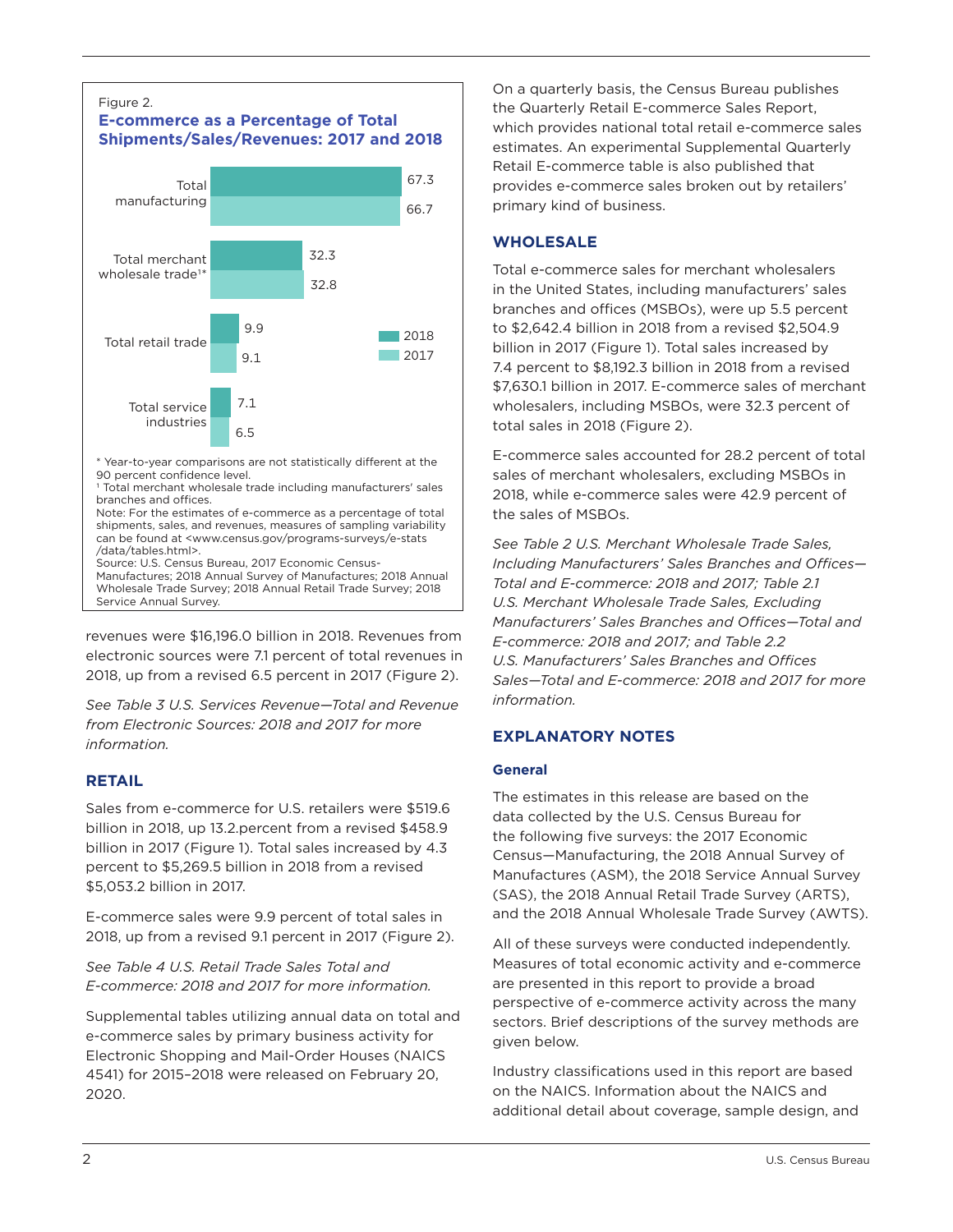Figure 2.

**E-commerce as a Percentage of Total Shipments/Sales/Revenues: 2017 and 2018**

| | 2018 | 2017 |
|---|---|---|
| Total manufacturing | 67.3 | 66.7 |
| Total merchant wholesale trade[1]* | 32.3 | 32.8 |
| Total retail trade | 9.9 | 9.1 |
| Total service industries | 7.1 | 6.5 |

* Year-to-year comparisons are not statistically different at the 90 percent confidence level.
[1] Total merchant wholesale trade including manufacturers' sales branches and offices.
Note: For the estimates of e-commerce as a percentage of total shipments, sales, and revenues, measures of sampling variability can be found at <www.census.gov/programs-surveys/e-stats/data/tables.html>.
Source: U.S. Census Bureau, 2017 Economic Census-Manufacturing; 2018 Annual Survey of Manufactures; 2018 Annual Wholesale Trade Survey; 2018 Annual Retail Trade Survey; 2018 Service Annual Survey.

revenues were $16,196.0 billion in 2018. Revenues from electronic sources were 7.1 percent of total revenues in 2018, up from a revised 6.5 percent in 2017 (Figure 2).

*See Table 3 U.S. Services Revenue—Total and Revenue from Electronic Sources: 2018 and 2017 for more information.*

## RETAIL

Sales from e-commerce for U.S. retailers were $519.6 billion in 2018, up 13.2.percent from a revised $458.9 billion in 2017 (Figure 1). Total sales increased by 4.3 percent to $5,269.5 billion in 2018 from a revised $5,053.2 billion in 2017.

E-commerce sales were 9.9 percent of total sales in 2018, up from a revised 9.1 percent in 2017 (Figure 2).

*See Table 4 U.S. Retail Trade Sales Total and E-commerce: 2018 and 2017 for more information.*

Supplemental tables utilizing annual data on total and e-commerce sales by primary business activity for Electronic Shopping and Mail-Order Houses (NAICS 4541) for 2015–2018 were released on February 20, 2020.

On a quarterly basis, the Census Bureau publishes the Quarterly Retail E-commerce Sales Report, which provides national total retail e-commerce sales estimates. An experimental Supplemental Quarterly Retail E-commerce table is also published that provides e-commerce sales broken out by retailers' primary kind of business.

## WHOLESALE

Total e-commerce sales for merchant wholesalers in the United States, including manufacturers' sales branches and offices (MSBOs), were up 5.5 percent to $2,642.4 billion in 2018 from a revised $2,504.9 billion in 2017 (Figure 1). Total sales increased by 7.4 percent to $8,192.3 billion in 2018 from a revised $7,630.1 billion in 2017. E-commerce sales of merchant wholesalers, including MSBOs, were 32.3 percent of total sales in 2018 (Figure 2).

E-commerce sales accounted for 28.2 percent of total sales of merchant wholesalers, excluding MSBOs in 2018, while e-commerce sales were 42.9 percent of the sales of MSBOs.

*See Table 2 U.S. Merchant Wholesale Trade Sales, Including Manufacturers' Sales Branches and Offices—Total and E-commerce: 2018 and 2017; Table 2.1 U.S. Merchant Wholesale Trade Sales, Excluding Manufacturers' Sales Branches and Offices—Total and E-commerce: 2018 and 2017; and Table 2.2 U.S. Manufacturers' Sales Branches and Offices Sales—Total and E-commerce: 2018 and 2017 for more information.*

## EXPLANATORY NOTES

### General

The estimates in this release are based on the data collected by the U.S. Census Bureau for the following five surveys: the 2017 Economic Census—Manufacturing, the 2018 Annual Survey of Manufactures (ASM), the 2018 Service Annual Survey (SAS), the 2018 Annual Retail Trade Survey (ARTS), and the 2018 Annual Wholesale Trade Survey (AWTS).

All of these surveys were conducted independently. Measures of total economic activity and e-commerce are presented in this report to provide a broad perspective of e-commerce activity across the many sectors. Brief descriptions of the survey methods are given below.

Industry classifications used in this report are based on the NAICS. Information about the NAICS and additional detail about coverage, sample design, and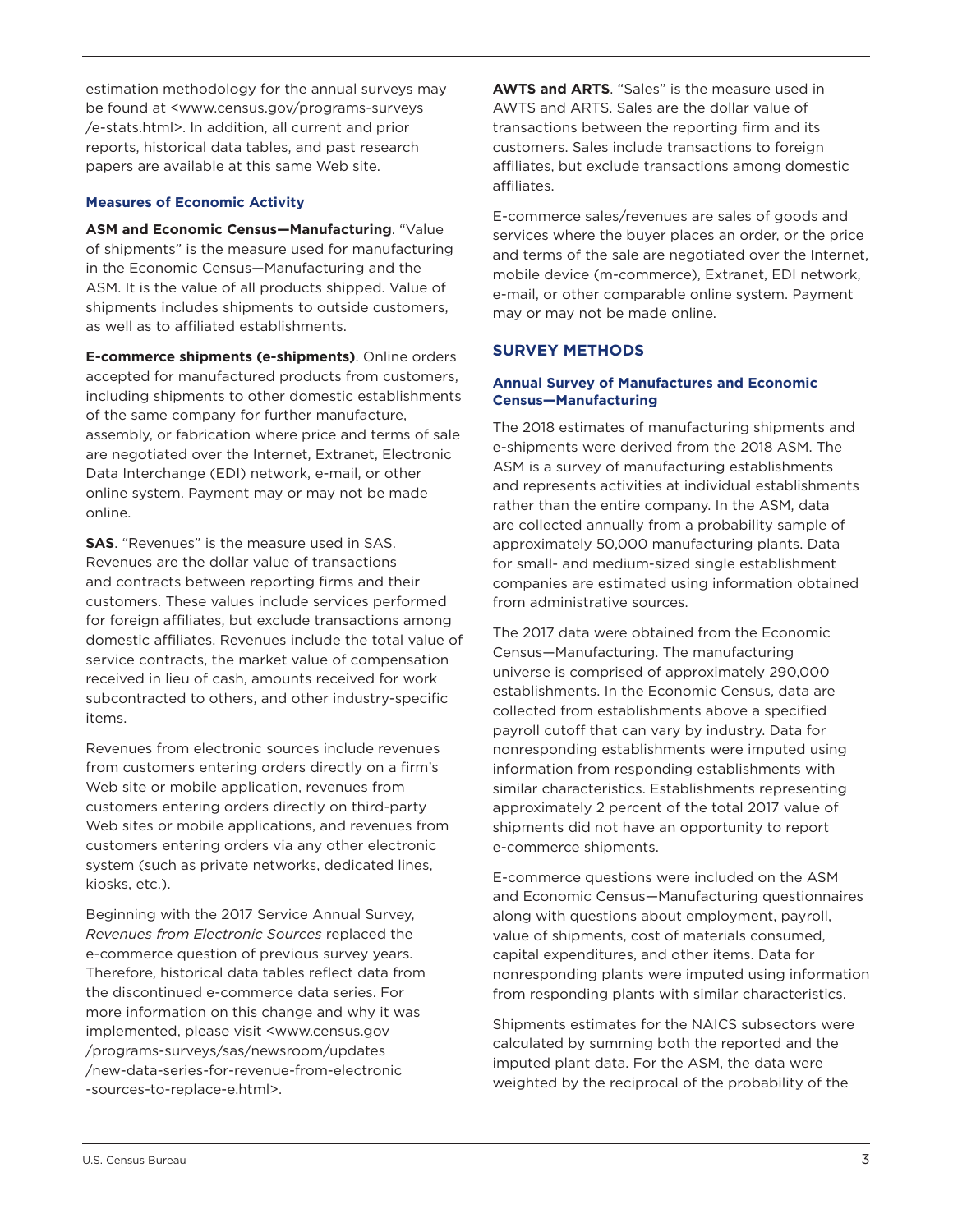estimation methodology for the annual surveys may be found at <www.census.gov/programs-surveys/e-stats.html>. In addition, all current and prior reports, historical data tables, and past research papers are available at this same Web site.

### Measures of Economic Activity

**ASM and Economic Census—Manufacturing**. "Value of shipments" is the measure used for manufacturing in the Economic Census—Manufacturing and the ASM. It is the value of all products shipped. Value of shipments includes shipments to outside customers, as well as to affiliated establishments.

**E-commerce shipments (e-shipments)**. Online orders accepted for manufactured products from customers, including shipments to other domestic establishments of the same company for further manufacture, assembly, or fabrication where price and terms of sale are negotiated over the Internet, Extranet, Electronic Data Interchange (EDI) network, e-mail, or other online system. Payment may or may not be made online.

**SAS**. "Revenues" is the measure used in SAS. Revenues are the dollar value of transactions and contracts between reporting firms and their customers. These values include services performed for foreign affiliates, but exclude transactions among domestic affiliates. Revenues include the total value of service contracts, the market value of compensation received in lieu of cash, amounts received for work subcontracted to others, and other industry-specific items.

Revenues from electronic sources include revenues from customers entering orders directly on a firm's Web site or mobile application, revenues from customers entering orders directly on third-party Web sites or mobile applications, and revenues from customers entering orders via any other electronic system (such as private networks, dedicated lines, kiosks, etc.).

Beginning with the 2017 Service Annual Survey, *Revenues from Electronic Sources* replaced the e-commerce question of previous survey years. Therefore, historical data tables reflect data from the discontinued e-commerce data series. For more information on this change and why it was implemented, please visit <www.census.gov/programs-surveys/sas/newsroom/updates/new-data-series-for-revenue-from-electronic-sources-to-replace-e.html>.

**AWTS and ARTS**. "Sales" is the measure used in AWTS and ARTS. Sales are the dollar value of transactions between the reporting firm and its customers. Sales include transactions to foreign affiliates, but exclude transactions among domestic affiliates.

E-commerce sales/revenues are sales of goods and services where the buyer places an order, or the price and terms of the sale are negotiated over the Internet, mobile device (m-commerce), Extranet, EDI network, e-mail, or other comparable online system. Payment may or may not be made online.

## SURVEY METHODS

### Annual Survey of Manufactures and Economic Census—Manufacturing

The 2018 estimates of manufacturing shipments and e-shipments were derived from the 2018 ASM. The ASM is a survey of manufacturing establishments and represents activities at individual establishments rather than the entire company. In the ASM, data are collected annually from a probability sample of approximately 50,000 manufacturing plants. Data for small- and medium-sized single establishment companies are estimated using information obtained from administrative sources.

The 2017 data were obtained from the Economic Census—Manufacturing. The manufacturing universe is comprised of approximately 290,000 establishments. In the Economic Census, data are collected from establishments above a specified payroll cutoff that can vary by industry. Data for nonresponding establishments were imputed using information from responding establishments with similar characteristics. Establishments representing approximately 2 percent of the total 2017 value of shipments did not have an opportunity to report e-commerce shipments.

E-commerce questions were included on the ASM and Economic Census—Manufacturing questionnaires along with questions about employment, payroll, value of shipments, cost of materials consumed, capital expenditures, and other items. Data for nonresponding plants were imputed using information from responding plants with similar characteristics.

Shipments estimates for the NAICS subsectors were calculated by summing both the reported and the imputed plant data. For the ASM, the data were weighted by the reciprocal of the probability of the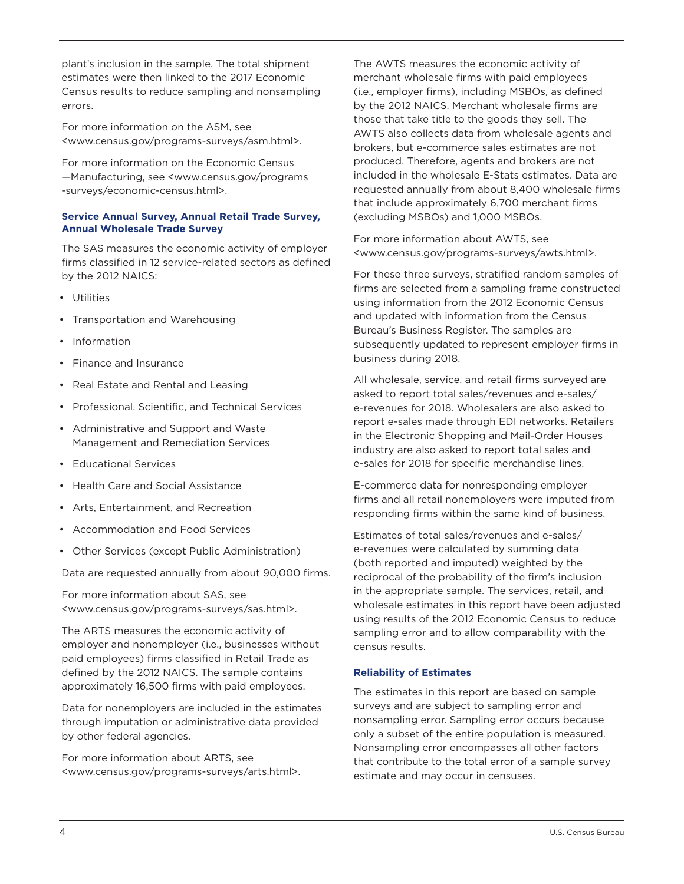plant's inclusion in the sample. The total shipment estimates were then linked to the 2017 Economic Census results to reduce sampling and nonsampling errors.

For more information on the ASM, see <www.census.gov/programs-surveys/asm.html>.

For more information on the Economic Census —Manufacturing, see <www.census.gov/programs-surveys/economic-census.html>.

### Service Annual Survey, Annual Retail Trade Survey, Annual Wholesale Trade Survey

The SAS measures the economic activity of employer firms classified in 12 service-related sectors as defined by the 2012 NAICS:

- Utilities
- Transportation and Warehousing
- Information
- Finance and Insurance
- Real Estate and Rental and Leasing
- Professional, Scientific, and Technical Services
- Administrative and Support and Waste Management and Remediation Services
- Educational Services
- Health Care and Social Assistance
- Arts, Entertainment, and Recreation
- Accommodation and Food Services
- Other Services (except Public Administration)

Data are requested annually from about 90,000 firms.

For more information about SAS, see <www.census.gov/programs-surveys/sas.html>.

The ARTS measures the economic activity of employer and nonemployer (i.e., businesses without paid employees) firms classified in Retail Trade as defined by the 2012 NAICS. The sample contains approximately 16,500 firms with paid employees.

Data for nonemployers are included in the estimates through imputation or administrative data provided by other federal agencies.

For more information about ARTS, see <www.census.gov/programs-surveys/arts.html>.

The AWTS measures the economic activity of merchant wholesale firms with paid employees (i.e., employer firms), including MSBOs, as defined by the 2012 NAICS. Merchant wholesale firms are those that take title to the goods they sell. The AWTS also collects data from wholesale agents and brokers, but e-commerce sales estimates are not produced. Therefore, agents and brokers are not included in the wholesale E-Stats estimates. Data are requested annually from about 8,400 wholesale firms that include approximately 6,700 merchant firms (excluding MSBOs) and 1,000 MSBOs.

For more information about AWTS, see <www.census.gov/programs-surveys/awts.html>.

For these three surveys, stratified random samples of firms are selected from a sampling frame constructed using information from the 2012 Economic Census and updated with information from the Census Bureau's Business Register. The samples are subsequently updated to represent employer firms in business during 2018.

All wholesale, service, and retail firms surveyed are asked to report total sales/revenues and e-sales/e-revenues for 2018. Wholesalers are also asked to report e-sales made through EDI networks. Retailers in the Electronic Shopping and Mail-Order Houses industry are also asked to report total sales and e-sales for 2018 for specific merchandise lines.

E-commerce data for nonresponding employer firms and all retail nonemployers were imputed from responding firms within the same kind of business.

Estimates of total sales/revenues and e-sales/e-revenues were calculated by summing data (both reported and imputed) weighted by the reciprocal of the probability of the firm's inclusion in the appropriate sample. The services, retail, and wholesale estimates in this report have been adjusted using results of the 2012 Economic Census to reduce sampling error and to allow comparability with the census results.

### Reliability of Estimates

The estimates in this report are based on sample surveys and are subject to sampling error and nonsampling error. Sampling error occurs because only a subset of the entire population is measured. Nonsampling error encompasses all other factors that contribute to the total error of a sample survey estimate and may occur in censuses.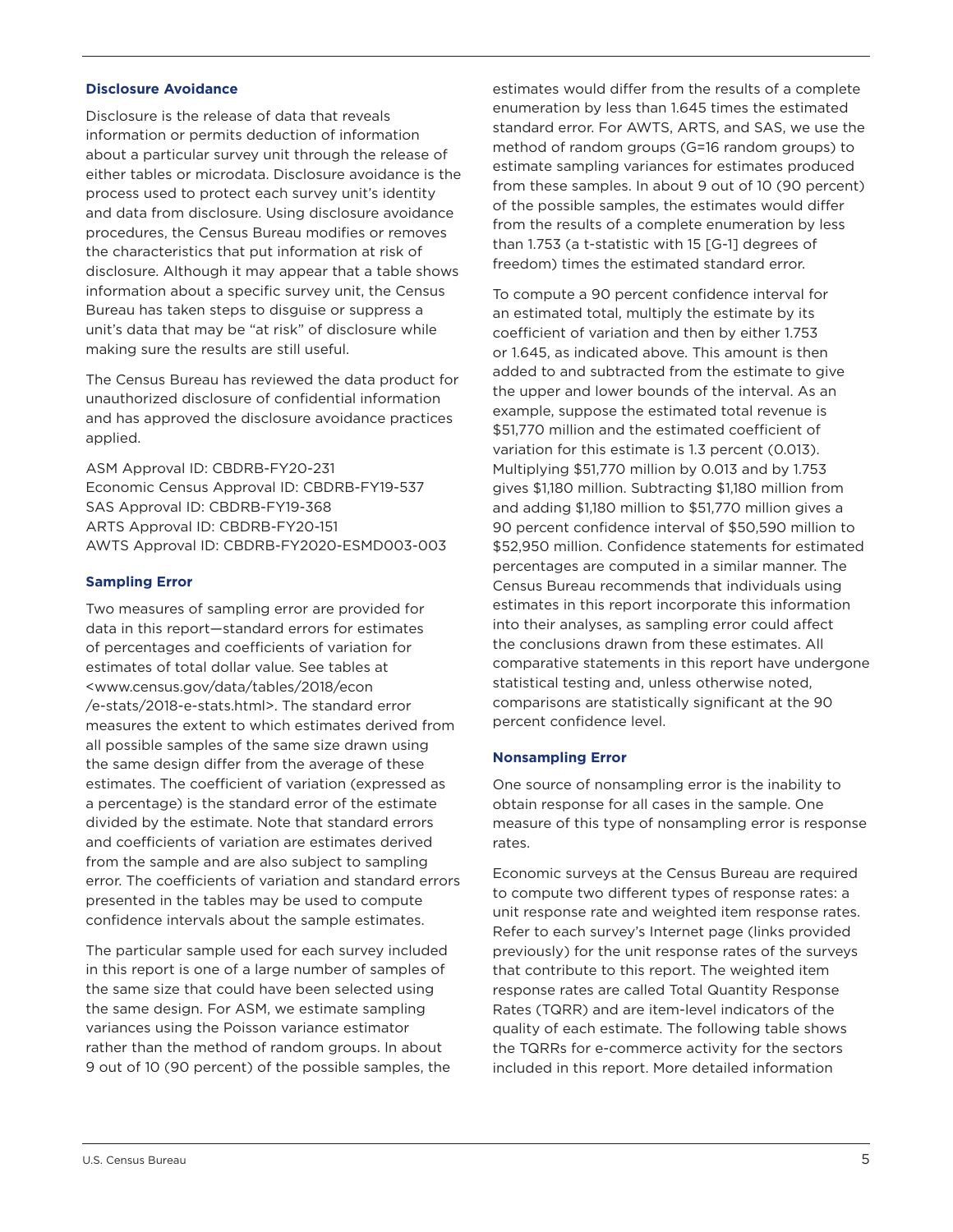### Disclosure Avoidance

Disclosure is the release of data that reveals information or permits deduction of information about a particular survey unit through the release of either tables or microdata. Disclosure avoidance is the process used to protect each survey unit's identity and data from disclosure. Using disclosure avoidance procedures, the Census Bureau modifies or removes the characteristics that put information at risk of disclosure. Although it may appear that a table shows information about a specific survey unit, the Census Bureau has taken steps to disguise or suppress a unit's data that may be "at risk" of disclosure while making sure the results are still useful.

The Census Bureau has reviewed the data product for unauthorized disclosure of confidential information and has approved the disclosure avoidance practices applied.

ASM Approval ID: CBDRB-FY20-231
Economic Census Approval ID: CBDRB-FY19-537
SAS Approval ID: CBDRB-FY19-368
ARTS Approval ID: CBDRB-FY20-151
AWTS Approval ID: CBDRB-FY2020-ESMD003-003

### Sampling Error

Two measures of sampling error are provided for data in this report—standard errors for estimates of percentages and coefficients of variation for estimates of total dollar value. See tables at <www.census.gov/data/tables/2018/econ/e-stats/2018-e-stats.html>. The standard error measures the extent to which estimates derived from all possible samples of the same size drawn using the same design differ from the average of these estimates. The coefficient of variation (expressed as a percentage) is the standard error of the estimate divided by the estimate. Note that standard errors and coefficients of variation are estimates derived from the sample and are also subject to sampling error. The coefficients of variation and standard errors presented in the tables may be used to compute confidence intervals about the sample estimates.

The particular sample used for each survey included in this report is one of a large number of samples of the same size that could have been selected using the same design. For ASM, we estimate sampling variances using the Poisson variance estimator rather than the method of random groups. In about 9 out of 10 (90 percent) of the possible samples, the estimates would differ from the results of a complete enumeration by less than 1.645 times the estimated standard error. For AWTS, ARTS, and SAS, we use the method of random groups (G=16 random groups) to estimate sampling variances for estimates produced from these samples. In about 9 out of 10 (90 percent) of the possible samples, the estimates would differ from the results of a complete enumeration by less than 1.753 (a t-statistic with 15 [G-1] degrees of freedom) times the estimated standard error.

To compute a 90 percent confidence interval for an estimated total, multiply the estimate by its coefficient of variation and then by either 1.753 or 1.645, as indicated above. This amount is then added to and subtracted from the estimate to give the upper and lower bounds of the interval. As an example, suppose the estimated total revenue is $51,770 million and the estimated coefficient of variation for this estimate is 1.3 percent (0.013). Multiplying $51,770 million by 0.013 and by 1.753 gives $1,180 million. Subtracting $1,180 million from and adding $1,180 million to $51,770 million gives a 90 percent confidence interval of $50,590 million to $52,950 million. Confidence statements for estimated percentages are computed in a similar manner. The Census Bureau recommends that individuals using estimates in this report incorporate this information into their analyses, as sampling error could affect the conclusions drawn from these estimates. All comparative statements in this report have undergone statistical testing and, unless otherwise noted, comparisons are statistically significant at the 90 percent confidence level.

### Nonsampling Error

One source of nonsampling error is the inability to obtain response for all cases in the sample. One measure of this type of nonsampling error is response rates.

Economic surveys at the Census Bureau are required to compute two different types of response rates: a unit response rate and weighted item response rates. Refer to each survey's Internet page (links provided previously) for the unit response rates of the surveys that contribute to this report. The weighted item response rates are called Total Quantity Response Rates (TQRR) and are item-level indicators of the quality of each estimate. The following table shows the TQRRs for e-commerce activity for the sectors included in this report. More detailed information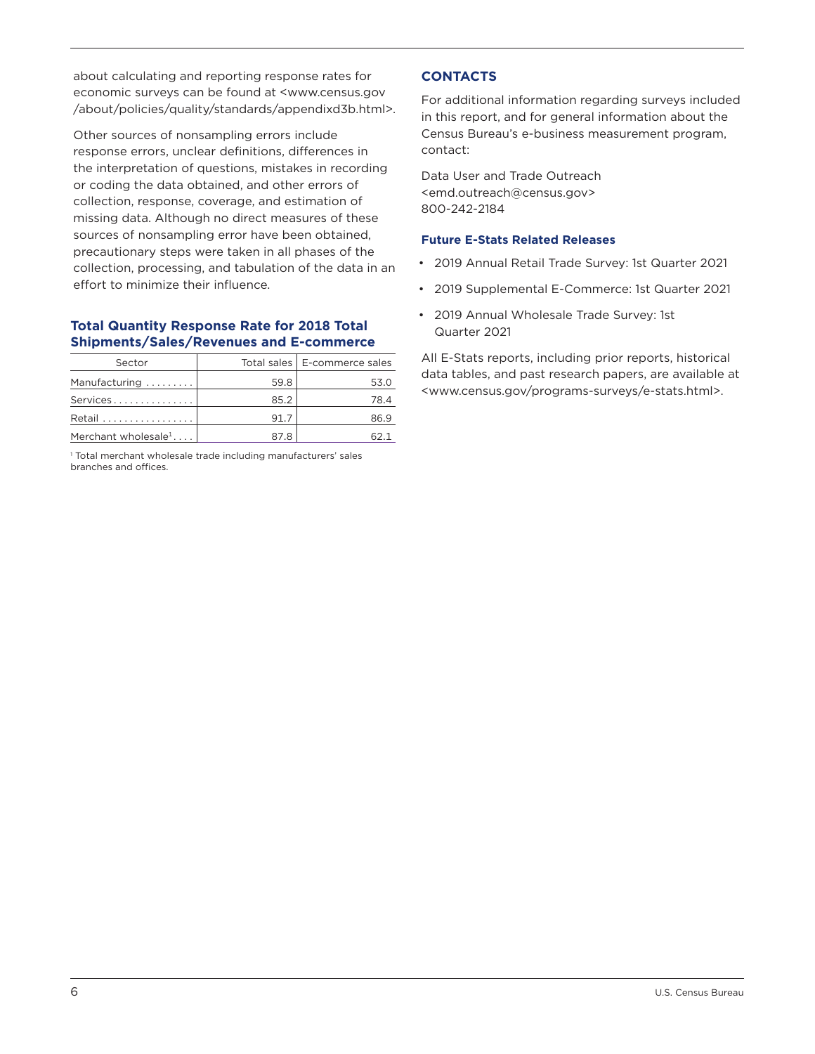about calculating and reporting response rates for economic surveys can be found at <www.census.gov/about/policies/quality/standards/appendixd3b.html>.

Other sources of nonsampling errors include response errors, unclear definitions, differences in the interpretation of questions, mistakes in recording or coding the data obtained, and other errors of collection, response, coverage, and estimation of missing data. Although no direct measures of these sources of nonsampling error have been obtained, precautionary steps were taken in all phases of the collection, processing, and tabulation of the data in an effort to minimize their influence.

### Total Quantity Response Rate for 2018 Total Shipments/Sales/Revenues and E-commerce

| Sector | Total sales | E-commerce sales |
|---|---|---|
| Manufacturing | 59.8 | 53.0 |
| Services | 85.2 | 78.4 |
| Retail | 91.7 | 86.9 |
| Merchant wholesale[1] | 87.8 | 62.1 |

[1] Total merchant wholesale trade including manufacturers' sales branches and offices.

## CONTACTS

For additional information regarding surveys included in this report, and for general information about the Census Bureau's e-business measurement program, contact:

Data User and Trade Outreach
<emd.outreach@census.gov>
800-242-2184

### Future E-Stats Related Releases

- 2019 Annual Retail Trade Survey: 1st Quarter 2021
- 2019 Supplemental E-Commerce: 1st Quarter 2021
- 2019 Annual Wholesale Trade Survey: 1st Quarter 2021

All E-Stats reports, including prior reports, historical data tables, and past research papers, are available at <www.census.gov/programs-surveys/e-stats.html>.